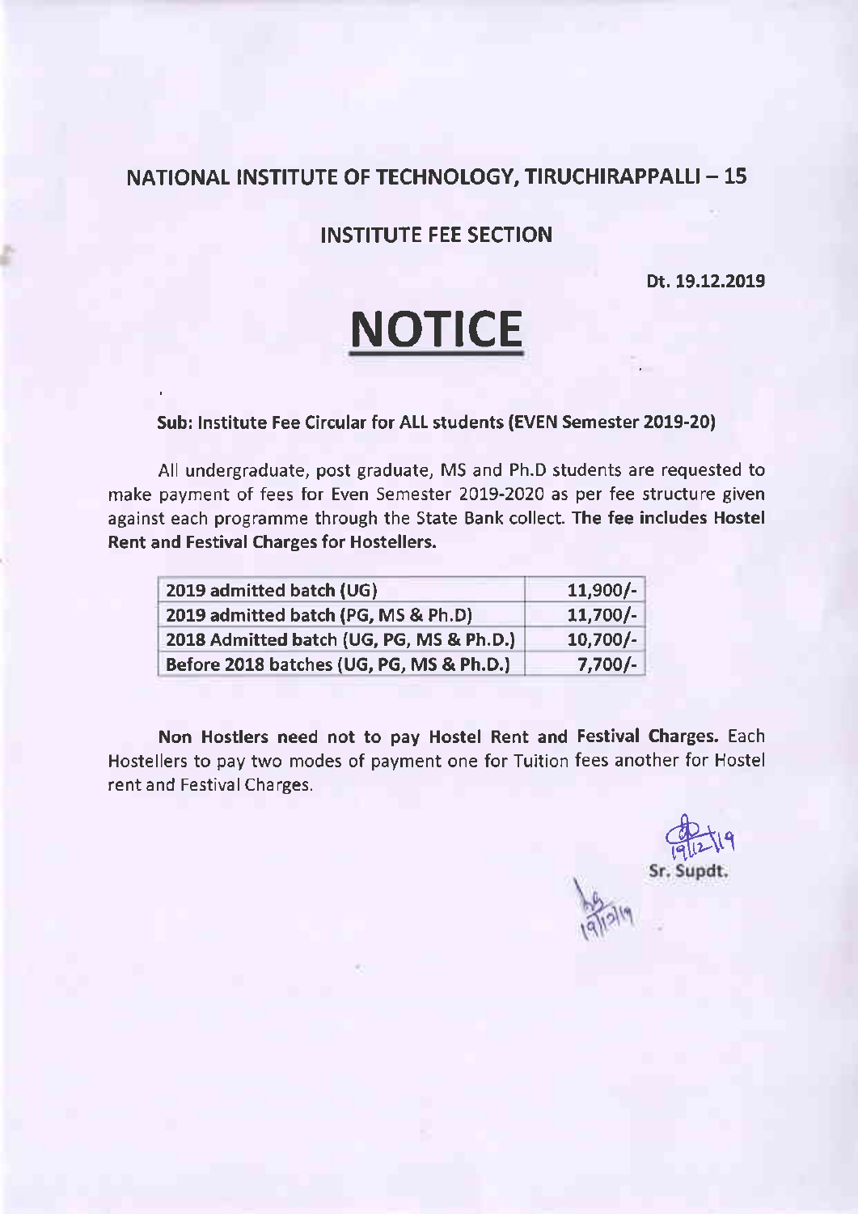## NATIONAL INSTITUTE OF TECHNOLOGY, TIRUCHIRAPPALLI – 15

### INSTITUTE FEE SECTION

**Dt. 19.12.2019**

# NOTICE

**Sub: Institute Fee Circular for ALL students (EVEN Semester 2019-20)**

All undergraduate, post graduate, MS and Ph.D students are requested to make payment of fees for Even Semester 2019-2020 as per fee structure given against each programme through the State Bank collect. **The fee includes Hostel Rent and Festival Charges for Hostellers.**

| | |
|---|---|
| **2019 admitted batch (UG)** | **11,900/-** |
| **2019 admitted batch (PG, MS & Ph.D)** | **11,700/-** |
| **2018 Admitted batch (UG, PG, MS & Ph.D.)** | **10,700/-** |
| **Before 2018 batches (UG, PG, MS & Ph.D.)** | **7,700/-** |

**Non Hostlers need not to pay Hostel Rent and Festival Charges.** Each Hostellers to pay two modes of payment one for Tuition fees another for Hostel rent and Festival Charges.

19/12/19

**Sr. Supdt.**

19/12/19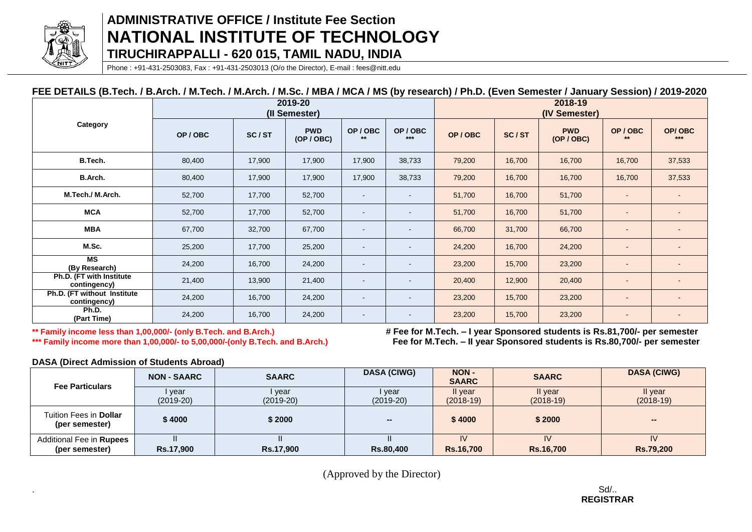# ADMINISTRATIVE OFFICE / Institute Fee Section

# NATIONAL INSTITUTE OF TECHNOLOGY

## TIRUCHIRAPPALLI - 620 015, TAMIL NADU, INDIA

Phone : +91-431-2503083, Fax : +91-431-2503013 (O/o the Director), E-mail : fees@nitt.edu

### FEE DETAILS (B.Tech. / B.Arch. / M.Tech. / M.Arch. / M.Sc. / MBA / MCA / MS (by research) / Ph.D. (Even Semester / January Session) / 2019-2020

| Category | 2019-20 (II Semester) | | | | | 2018-19 (IV Semester) | | | | |
|---|---|---|---|---|---|---|---|---|---|---|
| | OP / OBC | SC / ST | PWD (OP / OBC) | OP / OBC ** | OP / OBC *** | OP / OBC | SC / ST | PWD (OP / OBC) | OP / OBC ** | OP/ OBC *** |
| B.Tech. | 80,400 | 17,900 | 17,900 | 17,900 | 38,733 | 79,200 | 16,700 | 16,700 | 16,700 | 37,533 |
| B.Arch. | 80,400 | 17,900 | 17,900 | 17,900 | 38,733 | 79,200 | 16,700 | 16,700 | 16,700 | 37,533 |
| M.Tech./ M.Arch. | 52,700 | 17,700 | 52,700 | - | - | 51,700 | 16,700 | 51,700 | - | - |
| MCA | 52,700 | 17,700 | 52,700 | - | - | 51,700 | 16,700 | 51,700 | - | - |
| MBA | 67,700 | 32,700 | 67,700 | - | - | 66,700 | 31,700 | 66,700 | - | - |
| M.Sc. | 25,200 | 17,700 | 25,200 | - | - | 24,200 | 16,700 | 24,200 | - | - |
| MS (By Research) | 24,200 | 16,700 | 24,200 | - | - | 23,200 | 15,700 | 23,200 | - | - |
| Ph.D. (FT with Institute contingency) | 21,400 | 13,900 | 21,400 | - | - | 20,400 | 12,900 | 20,400 | - | - |
| Ph.D. (FT without Institute contingency) | 24,200 | 16,700 | 24,200 | - | - | 23,200 | 15,700 | 23,200 | - | - |
| Ph.D. (Part Time) | 24,200 | 16,700 | 24,200 | - | - | 23,200 | 15,700 | 23,200 | - | - |

**** Family income less than 1,00,000/- (only B.Tech. and B.Arch.)**

****** Family income more than 1,00,000/- to 5,00,000/-(only B.Tech. and B.Arch.)**

**# Fee for M.Tech. – I year Sponsored students is Rs.81,700/- per semester**

**Fee for M.Tech. – II year Sponsored students is Rs.80,700/- per semester**

### DASA (Direct Admission of Students Abroad)

| Fee Particulars | NON - SAARC | SAARC | DASA (CIWG) | NON - SAARC | SAARC | DASA (CIWG) |
|---|---|---|---|---|---|---|
| | I year (2019-20) | I year (2019-20) | I year (2019-20) | II year (2018-19) | II year (2018-19) | II year (2018-19) |
| Tuition Fees in **Dollar** (per semester) | **$ 4000** | **$ 2000** | -- | **$ 4000** | **$ 2000** | -- |
| Additional Fee in **Rupees** (per semester) | II **Rs.17,900** | II **Rs.17,900** | II **Rs.80,400** | IV **Rs.16,700** | IV **Rs.16,700** | IV **Rs.79,200** |

(Approved by the Director)

Sd/..
**REGISTRAR**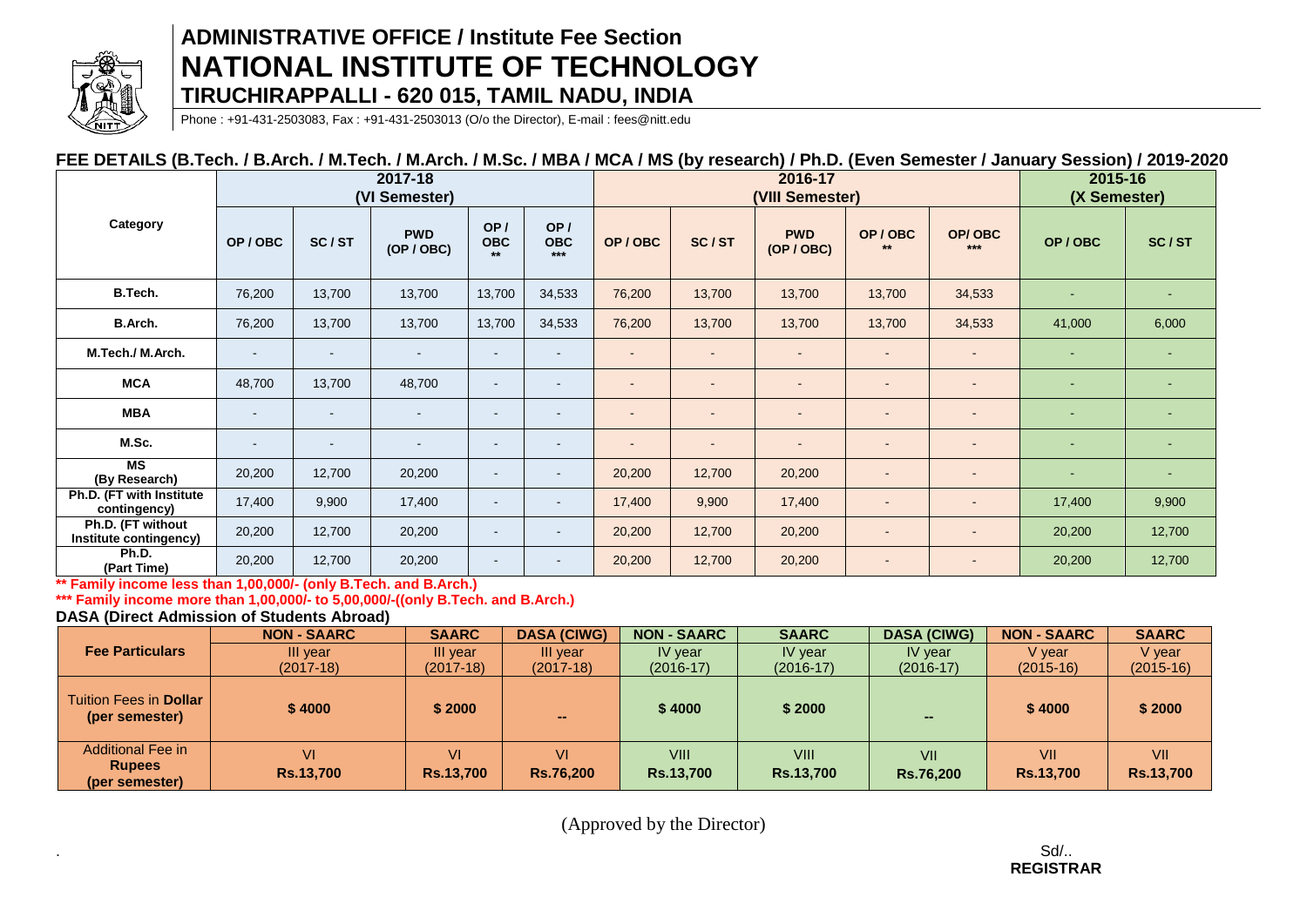# ADMINISTRATIVE OFFICE / Institute Fee Section

# NATIONAL INSTITUTE OF TECHNOLOGY

## TIRUCHIRAPPALLI - 620 015, TAMIL NADU, INDIA

Phone : +91-431-2503083, Fax : +91-431-2503013 (O/o the Director), E-mail : fees@nitt.edu

### FEE DETAILS (B.Tech. / B.Arch. / M.Tech. / M.Arch. / M.Sc. / MBA / MCA / MS (by research) / Ph.D. (Even Semester / January Session) / 2019-2020

| Category | 2017-18 (VI Semester) | | | | | 2016-17 (VIII Semester) | | | | | 2015-16 (X Semester) | |
|---|---|---|---|---|---|---|---|---|---|---|---|---|
| | OP / OBC | SC / ST | PWD (OP / OBC) | OP / OBC ** | OP / OBC *** | OP / OBC | SC / ST | PWD (OP / OBC) | OP / OBC ** | OP/ OBC *** | OP / OBC | SC / ST |
| B.Tech. | 76,200 | 13,700 | 13,700 | 13,700 | 34,533 | 76,200 | 13,700 | 13,700 | 13,700 | 34,533 | - | - |
| B.Arch. | 76,200 | 13,700 | 13,700 | 13,700 | 34,533 | 76,200 | 13,700 | 13,700 | 13,700 | 34,533 | 41,000 | 6,000 |
| M.Tech./ M.Arch. | - | - | - | - | - | - | - | - | - | - | - | - |
| MCA | 48,700 | 13,700 | 48,700 | - | - | - | - | - | - | - | - | - |
| MBA | - | - | - | - | - | - | - | - | - | - | - | - |
| M.Sc. | - | - | - | - | - | - | - | - | - | - | - | - |
| MS (By Research) | 20,200 | 12,700 | 20,200 | - | - | 20,200 | 12,700 | 20,200 | - | - | - | - |
| Ph.D. (FT with Institute contingency) | 17,400 | 9,900 | 17,400 | - | - | 17,400 | 9,900 | 17,400 | - | - | 17,400 | 9,900 |
| Ph.D. (FT without Institute contingency) | 20,200 | 12,700 | 20,200 | - | - | 20,200 | 12,700 | 20,200 | - | - | 20,200 | 12,700 |
| Ph.D. (Part Time) | 20,200 | 12,700 | 20,200 | - | - | 20,200 | 12,700 | 20,200 | - | - | 20,200 | 12,700 |

** Family income less than 1,00,000/- (only B.Tech. and B.Arch.)

*** Family income more than 1,00,000/- to 5,00,000/-((only B.Tech. and B.Arch.)

**DASA (Direct Admission of Students Abroad)**

| Fee Particulars | NON - SAARC | SAARC | DASA (CIWG) | NON - SAARC | SAARC | DASA (CIWG) | NON - SAARC | SAARC |
|---|---|---|---|---|---|---|---|---|
| | III year (2017-18) | III year (2017-18) | III year (2017-18) | IV year (2016-17) | IV year (2016-17) | IV year (2016-17) | V year (2015-16) | V year (2015-16) |
| Tuition Fees in **Dollar** (per semester) | **$ 4000** | **$ 2000** | -- | **$ 4000** | **$ 2000** | -- | **$ 4000** | **$ 2000** |
| Additional Fee in **Rupees** (per semester) | VI **Rs.13,700** | VI **Rs.13,700** | VI **Rs.76,200** | VIII **Rs.13,700** | VIII **Rs.13,700** | VII **Rs.76,200** | VII **Rs.13,700** | VII **Rs.13,700** |

(Approved by the Director)

Sd/..
**REGISTRAR**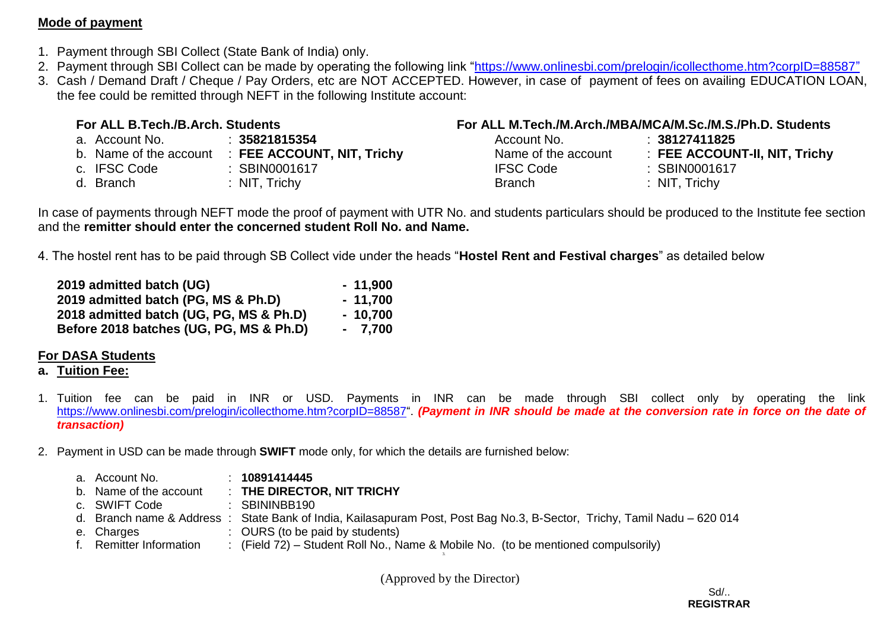**Mode of payment**

1. Payment through SBI Collect (State Bank of India) only.
2. Payment through SBI Collect can be made by operating the following link "https://www.onlinesbi.com/prelogin/icollecthome.htm?corpID=88587"
3. Cash / Demand Draft / Cheque / Pay Orders, etc are NOT ACCEPTED. However, in case of payment of fees on availing EDUCATION LOAN, the fee could be remitted through NEFT in the following Institute account:

**For ALL B.Tech./B.Arch. Students**

a. Account No. : **35821815354**
b. Name of the account : **FEE ACCOUNT, NIT, Trichy**
c. IFSC Code : SBIN0001617
d. Branch : NIT, Trichy

**For ALL M.Tech./M.Arch./MBA/MCA/M.Sc./M.S./Ph.D. Students**

Account No. : **38127411825**
Name of the account : **FEE ACCOUNT-II, NIT, Trichy**
IFSC Code : SBIN0001617
Branch : NIT, Trichy

In case of payments through NEFT mode the proof of payment with UTR No. and students particulars should be produced to the Institute fee section and the **remitter should enter the concerned student Roll No. and Name.**

4. The hostel rent has to be paid through SB Collect vide under the heads "**Hostel Rent and Festival charges**" as detailed below

| | |
|---|---|
| **2019 admitted batch (UG)** | **- 11,900** |
| **2019 admitted batch (PG, MS & Ph.D)** | **- 11,700** |
| **2018 admitted batch (UG, PG, MS & Ph.D)** | **- 10,700** |
| **Before 2018 batches (UG, PG, MS & Ph.D)** | **- 7,700** |

**For DASA Students**

**a. Tuition Fee:**

1. Tuition fee can be paid in INR or USD. Payments in INR can be made through SBI collect only by operating the link https://www.onlinesbi.com/prelogin/icollecthome.htm?corpID=88587". ***(Payment in INR should be made at the conversion rate in force on the date of transaction)***
2. Payment in USD can be made through **SWIFT** mode only, for which the details are furnished below:

a. Account No. : **10891414445**
b. Name of the account : **THE DIRECTOR, NIT TRICHY**
c. SWIFT Code : SBININBB190
d. Branch name & Address : State Bank of India, Kailasapuram Post, Post Bag No.3, B-Sector, Trichy, Tamil Nadu – 620 014
e. Charges : OURS (to be paid by students)
f. Remitter Information : (Field 72) – Student Roll No., Name & Mobile No. (to be mentioned compulsorily)

(Approved by the Director)

Sd/..
**REGISTRAR**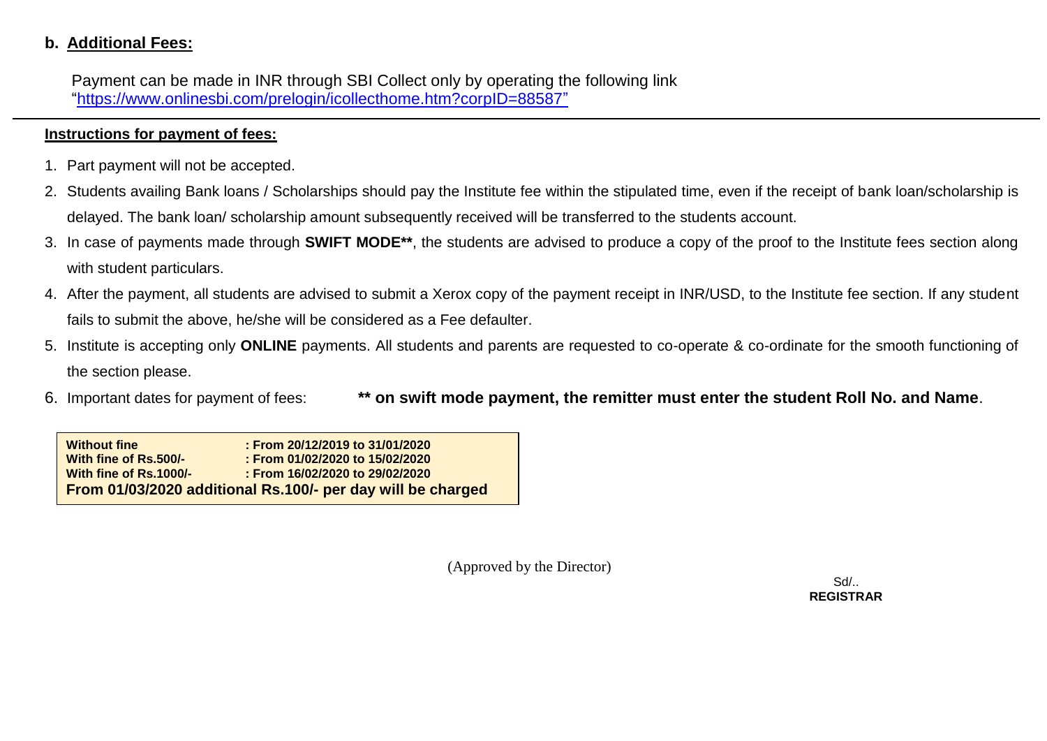## b. Additional Fees:

Payment can be made in INR through SBI Collect only by operating the following link "https://www.onlinesbi.com/prelogin/icollecthome.htm?corpID=88587"

---

**Instructions for payment of fees:**

1. Part payment will not be accepted.
2. Students availing Bank loans / Scholarships should pay the Institute fee within the stipulated time, even if the receipt of bank loan/scholarship is delayed. The bank loan/ scholarship amount subsequently received will be transferred to the students account.
3. In case of payments made through **SWIFT MODE\*\***, the students are advised to produce a copy of the proof to the Institute fees section along with student particulars.
4. After the payment, all students are advised to submit a Xerox copy of the payment receipt in INR/USD, to the Institute fee section. If any student fails to submit the above, he/she will be considered as a Fee defaulter.
5. Institute is accepting only **ONLINE** payments. All students and parents are requested to co-operate & co-ordinate for the smooth functioning of the section please.
6. Important dates for payment of fees: **\*\* on swift mode payment, the remitter must enter the student Roll No. and Name**.

| | |
|---|---|
| **Without fine** | **: From 20/12/2019 to 31/01/2020** |
| **With fine of Rs.500/-** | **: From 01/02/2020 to 15/02/2020** |
| **With fine of Rs.1000/-** | **: From 16/02/2020 to 29/02/2020** |
| **From 01/03/2020 additional Rs.100/- per day will be charged** | |

(Approved by the Director)

Sd/..
**REGISTRAR**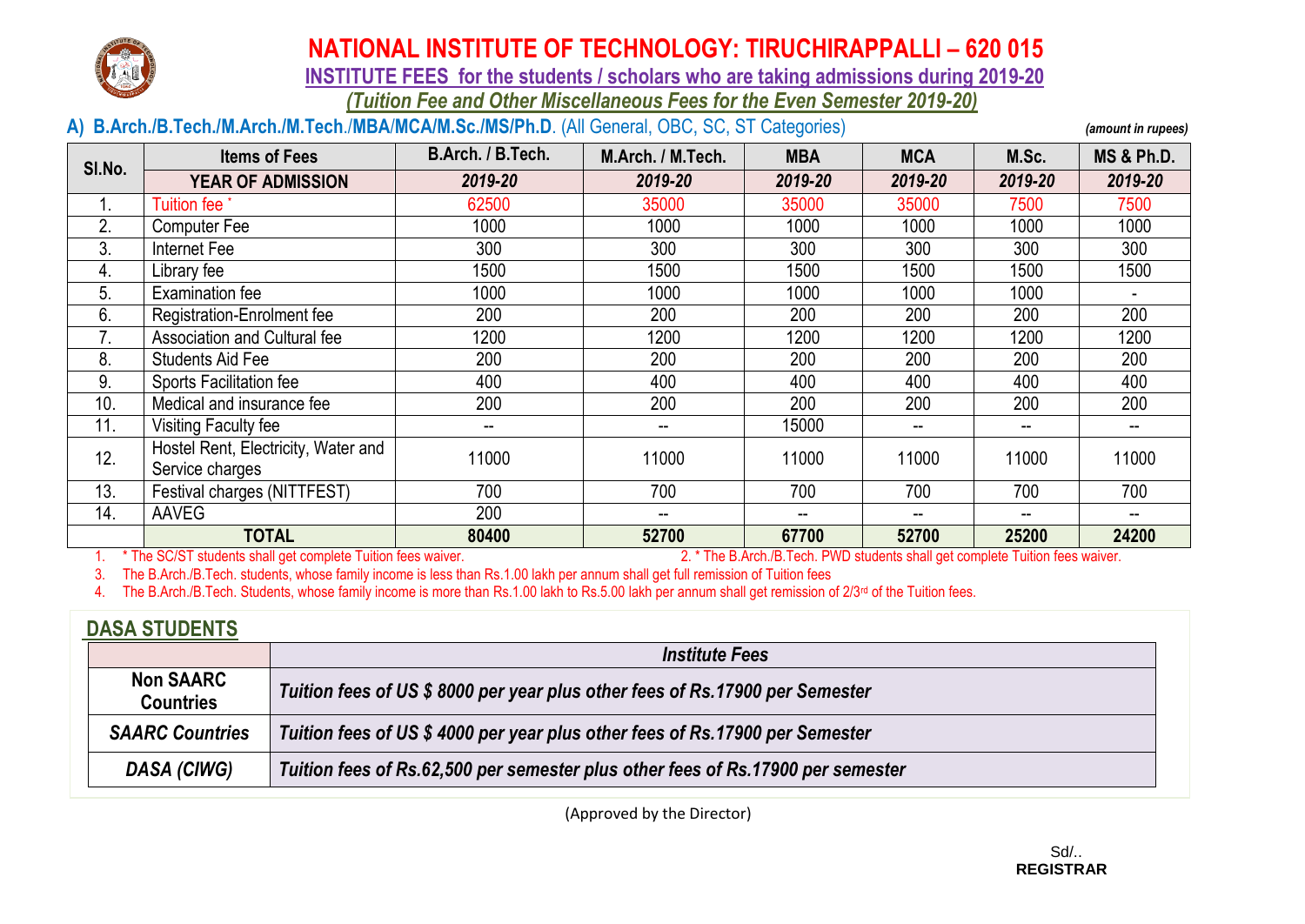# NATIONAL INSTITUTE OF TECHNOLOGY: TIRUCHIRAPPALLI – 620 015

## INSTITUTE FEES for the students / scholars who are taking admissions during 2019-20

*(Tuition Fee and Other Miscellaneous Fees for the Even Semester 2019-20)*

### A) B.Arch./B.Tech./M.Arch./M.Tech./MBA/MCA/M.Sc./MS/Ph.D. (All General, OBC, SC, ST Categories)

*(amount in rupees)*

| Sl.No. | Items of Fees | B.Arch. / B.Tech. | M.Arch. / M.Tech. | MBA | MCA | M.Sc. | MS & Ph.D. |
|---|---|---|---|---|---|---|---|
| | **YEAR OF ADMISSION** | *2019-20* | *2019-20* | *2019-20* | *2019-20* | *2019-20* | *2019-20* |
| 1. | Tuition fee * | 62500 | 35000 | 35000 | 35000 | 7500 | 7500 |
| 2. | Computer Fee | 1000 | 1000 | 1000 | 1000 | 1000 | 1000 |
| 3. | Internet Fee | 300 | 300 | 300 | 300 | 300 | 300 |
| 4. | Library fee | 1500 | 1500 | 1500 | 1500 | 1500 | 1500 |
| 5. | Examination fee | 1000 | 1000 | 1000 | 1000 | 1000 | - |
| 6. | Registration-Enrolment fee | 200 | 200 | 200 | 200 | 200 | 200 |
| 7. | Association and Cultural fee | 1200 | 1200 | 1200 | 1200 | 1200 | 1200 |
| 8. | Students Aid Fee | 200 | 200 | 200 | 200 | 200 | 200 |
| 9. | Sports Facilitation fee | 400 | 400 | 400 | 400 | 400 | 400 |
| 10. | Medical and insurance fee | 200 | 200 | 200 | 200 | 200 | 200 |
| 11. | Visiting Faculty fee | -- | -- | 15000 | -- | -- | -- |
| 12. | Hostel Rent, Electricity, Water and Service charges | 11000 | 11000 | 11000 | 11000 | 11000 | 11000 |
| 13. | Festival charges (NITTFEST) | 700 | 700 | 700 | 700 | 700 | 700 |
| 14. | AAVEG | 200 | -- | -- | -- | -- | -- |
| | **TOTAL** | **80400** | **52700** | **67700** | **52700** | **25200** | **24200** |

1. * The SC/ST students shall get complete Tuition fees waiver.
2. * The B.Arch./B.Tech. PWD students shall get complete Tuition fees waiver.
3. The B.Arch./B.Tech. students, whose family income is less than Rs.1.00 lakh per annum shall get full remission of Tuition fees
4. The B.Arch./B.Tech. Students, whose family income is more than Rs.1.00 lakh to Rs.5.00 lakh per annum shall get remission of 2/3rd of the Tuition fees.

## DASA STUDENTS

| | *Institute Fees* |
|---|---|
| **Non SAARC Countries** | ***Tuition fees of US $ 8000 per year plus other fees of Rs.17900 per Semester*** |
| ***SAARC Countries*** | ***Tuition fees of US $ 4000 per year plus other fees of Rs.17900 per Semester*** |
| ***DASA (CIWG)*** | ***Tuition fees of Rs.62,500 per semester plus other fees of Rs.17900 per semester*** |

(Approved by the Director)

Sd/..
**REGISTRAR**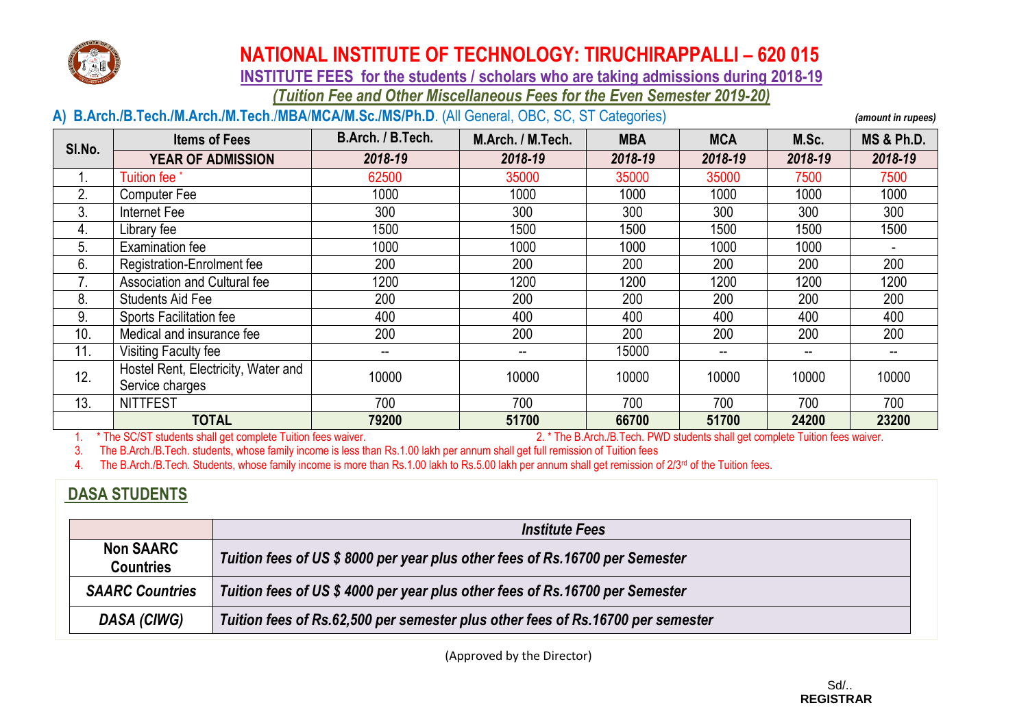# NATIONAL INSTITUTE OF TECHNOLOGY: TIRUCHIRAPPALLI – 620 015

## INSTITUTE FEES for the students / scholars who are taking admissions during 2018-19

### *(Tuition Fee and Other Miscellaneous Fees for the Even Semester 2019-20)*

**A) B.Arch./B.Tech./M.Arch./M.Tech./MBA/MCA/M.Sc./MS/Ph.D**. (All General, OBC, SC, ST Categories) *(amount in rupees)*

| Sl.No. | Items of Fees | B.Arch. / B.Tech. | M.Arch. / M.Tech. | MBA | MCA | M.Sc. | MS & Ph.D. |
|---|---|---|---|---|---|---|---|
| | **YEAR OF ADMISSION** | *2018-19* | *2018-19* | *2018-19* | *2018-19* | *2018-19* | *2018-19* |
| 1. | Tuition fee * | 62500 | 35000 | 35000 | 35000 | 7500 | 7500 |
| 2. | Computer Fee | 1000 | 1000 | 1000 | 1000 | 1000 | 1000 |
| 3. | Internet Fee | 300 | 300 | 300 | 300 | 300 | 300 |
| 4. | Library fee | 1500 | 1500 | 1500 | 1500 | 1500 | 1500 |
| 5. | Examination fee | 1000 | 1000 | 1000 | 1000 | 1000 | - |
| 6. | Registration-Enrolment fee | 200 | 200 | 200 | 200 | 200 | 200 |
| 7. | Association and Cultural fee | 1200 | 1200 | 1200 | 1200 | 1200 | 1200 |
| 8. | Students Aid Fee | 200 | 200 | 200 | 200 | 200 | 200 |
| 9. | Sports Facilitation fee | 400 | 400 | 400 | 400 | 400 | 400 |
| 10. | Medical and insurance fee | 200 | 200 | 200 | 200 | 200 | 200 |
| 11. | Visiting Faculty fee | -- | -- | 15000 | -- | -- | -- |
| 12. | Hostel Rent, Electricity, Water and Service charges | 10000 | 10000 | 10000 | 10000 | 10000 | 10000 |
| 13. | NITTFEST | 700 | 700 | 700 | 700 | 700 | 700 |
| | **TOTAL** | **79200** | **51700** | **66700** | **51700** | **24200** | **23200** |

1. * The SC/ST students shall get complete Tuition fees waiver.
2. * The B.Arch./B.Tech. PWD students shall get complete Tuition fees waiver.
3. The B.Arch./B.Tech. students, whose family income is less than Rs.1.00 lakh per annum shall get full remission of Tuition fees
4. The B.Arch./B.Tech. Students, whose family income is more than Rs.1.00 lakh to Rs.5.00 lakh per annum shall get remission of 2/3rd of the Tuition fees.

## DASA STUDENTS

| | *Institute Fees* |
|---|---|
| **Non SAARC Countries** | ***Tuition fees of US $ 8000 per year plus other fees of Rs.16700 per Semester*** |
| ***SAARC Countries*** | ***Tuition fees of US $ 4000 per year plus other fees of Rs.16700 per Semester*** |
| ***DASA (CIWG)*** | ***Tuition fees of Rs.62,500 per semester plus other fees of Rs.16700 per semester*** |

(Approved by the Director)

Sd/..
**REGISTRAR**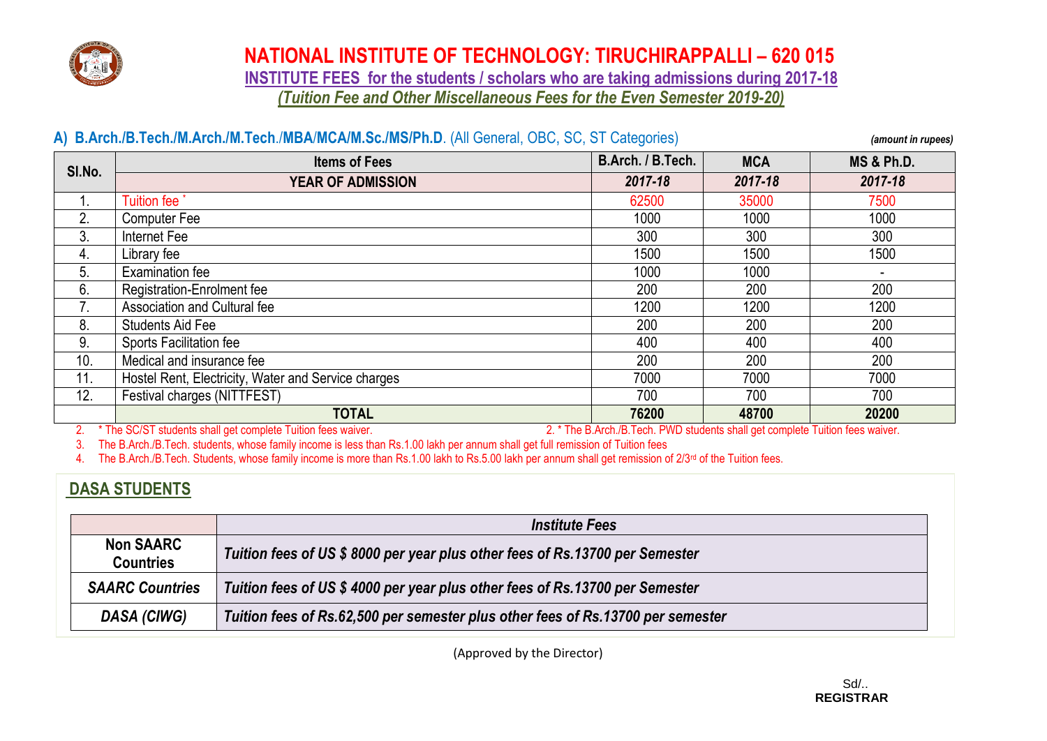# NATIONAL INSTITUTE OF TECHNOLOGY: TIRUCHIRAPPALLI – 620 015

## INSTITUTE FEES for the students / scholars who are taking admissions during 2017-18

*(Tuition Fee and Other Miscellaneous Fees for the Even Semester 2019-20)*

### A) B.Arch./B.Tech./M.Arch./M.Tech./MBA/MCA/M.Sc./MS/Ph.D. (All General, OBC, SC, ST Categories)

*(amount in rupees)*

| Sl.No. | Items of Fees | B.Arch. / B.Tech. | MCA | MS & Ph.D. |
|---|---|---|---|---|
| | YEAR OF ADMISSION | 2017-18 | 2017-18 | 2017-18 |
| 1. | Tuition fee * | 62500 | 35000 | 7500 |
| 2. | Computer Fee | 1000 | 1000 | 1000 |
| 3. | Internet Fee | 300 | 300 | 300 |
| 4. | Library fee | 1500 | 1500 | 1500 |
| 5. | Examination fee | 1000 | 1000 | - |
| 6. | Registration-Enrolment fee | 200 | 200 | 200 |
| 7. | Association and Cultural fee | 1200 | 1200 | 1200 |
| 8. | Students Aid Fee | 200 | 200 | 200 |
| 9. | Sports Facilitation fee | 400 | 400 | 400 |
| 10. | Medical and insurance fee | 200 | 200 | 200 |
| 11. | Hostel Rent, Electricity, Water and Service charges | 7000 | 7000 | 7000 |
| 12. | Festival charges (NITTFEST) | 700 | 700 | 700 |
| | **TOTAL** | **76200** | **48700** | **20200** |

2. * The SC/ST students shall get complete Tuition fees waiver.

2. * The B.Arch./B.Tech. PWD students shall get complete Tuition fees waiver.

3. The B.Arch./B.Tech. students, whose family income is less than Rs.1.00 lakh per annum shall get full remission of Tuition fees

4. The B.Arch./B.Tech. Students, whose family income is more than Rs.1.00 lakh to Rs.5.00 lakh per annum shall get remission of 2/3rd of the Tuition fees.

## DASA STUDENTS

| | *Institute Fees* |
|---|---|
| **Non SAARC Countries** | ***Tuition fees of US $ 8000 per year plus other fees of Rs.13700 per Semester*** |
| ***SAARC Countries*** | ***Tuition fees of US $ 4000 per year plus other fees of Rs.13700 per Semester*** |
| ***DASA (CIWG)*** | ***Tuition fees of Rs.62,500 per semester plus other fees of Rs.13700 per semester*** |

(Approved by the Director)

Sd/..
**REGISTRAR**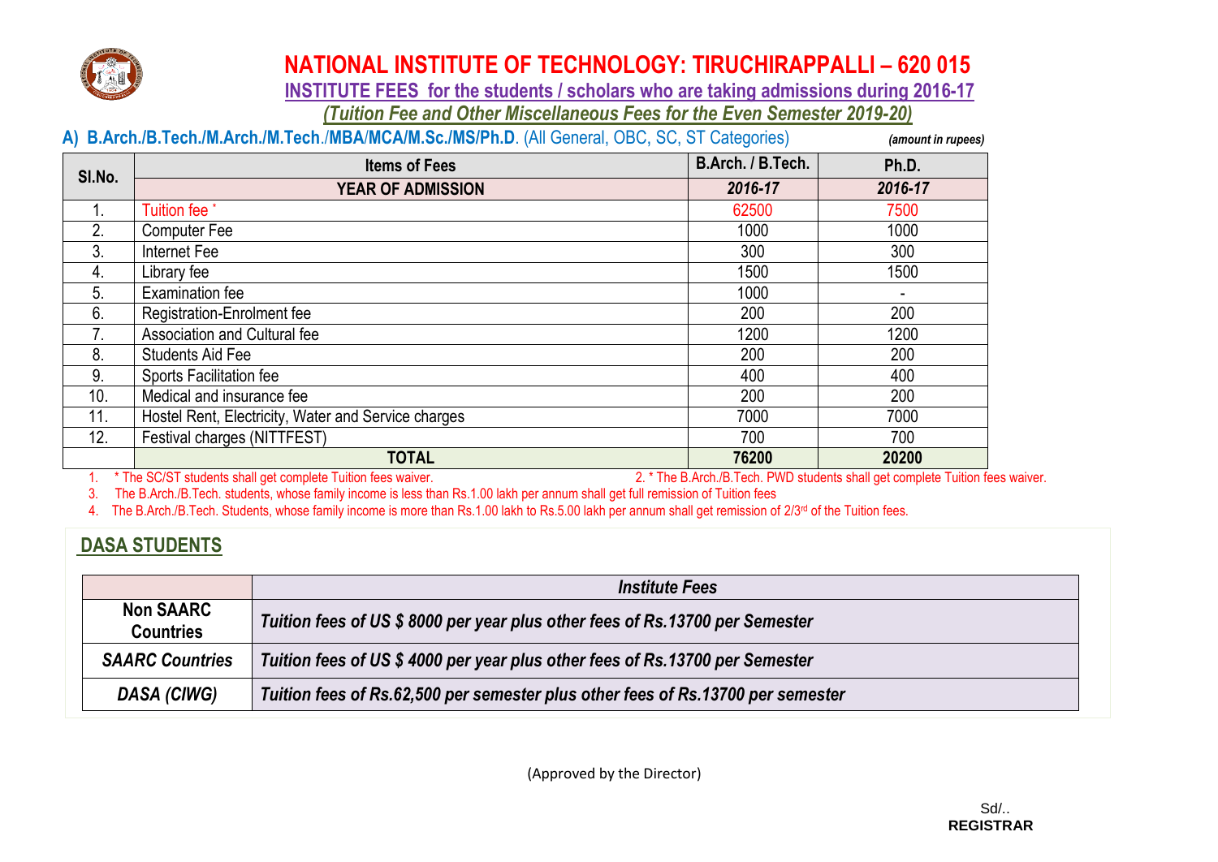# NATIONAL INSTITUTE OF TECHNOLOGY: TIRUCHIRAPPALLI – 620 015

## INSTITUTE FEES for the students / scholars who are taking admissions during 2016-17

***(Tuition Fee and Other Miscellaneous Fees for the Even Semester 2019-20)***

**A) B.Arch./B.Tech./M.Arch./M.Tech./MBA/MCA/M.Sc./MS/Ph.D**. (All General, OBC, SC, ST Categories) *(amount in rupees)*

| Sl.No. | Items of Fees | B.Arch. / B.Tech. | Ph.D. |
|---|---|---|---|
| | **YEAR OF ADMISSION** | ***2016-17*** | ***2016-17*** |
| 1. | Tuition fee * | 62500 | 7500 |
| 2. | Computer Fee | 1000 | 1000 |
| 3. | Internet Fee | 300 | 300 |
| 4. | Library fee | 1500 | 1500 |
| 5. | Examination fee | 1000 | - |
| 6. | Registration-Enrolment fee | 200 | 200 |
| 7. | Association and Cultural fee | 1200 | 1200 |
| 8. | Students Aid Fee | 200 | 200 |
| 9. | Sports Facilitation fee | 400 | 400 |
| 10. | Medical and insurance fee | 200 | 200 |
| 11. | Hostel Rent, Electricity, Water and Service charges | 7000 | 7000 |
| 12. | Festival charges (NITTFEST) | 700 | 700 |
| | **TOTAL** | **76200** | **20200** |

1. * The SC/ST students shall get complete Tuition fees waiver.
2. * The B.Arch./B.Tech. PWD students shall get complete Tuition fees waiver.
3. The B.Arch./B.Tech. students, whose family income is less than Rs.1.00 lakh per annum shall get full remission of Tuition fees
4. The B.Arch./B.Tech. Students, whose family income is more than Rs.1.00 lakh to Rs.5.00 lakh per annum shall get remission of 2/3rd of the Tuition fees.

## DASA STUDENTS

| | *Institute Fees* |
|---|---|
| **Non SAARC Countries** | ***Tuition fees of US $ 8000 per year plus other fees of Rs.13700 per Semester*** |
| ***SAARC Countries*** | ***Tuition fees of US $ 4000 per year plus other fees of Rs.13700 per Semester*** |
| ***DASA (CIWG)*** | ***Tuition fees of Rs.62,500 per semester plus other fees of Rs.13700 per semester*** |

(Approved by the Director)

Sd/..
**REGISTRAR**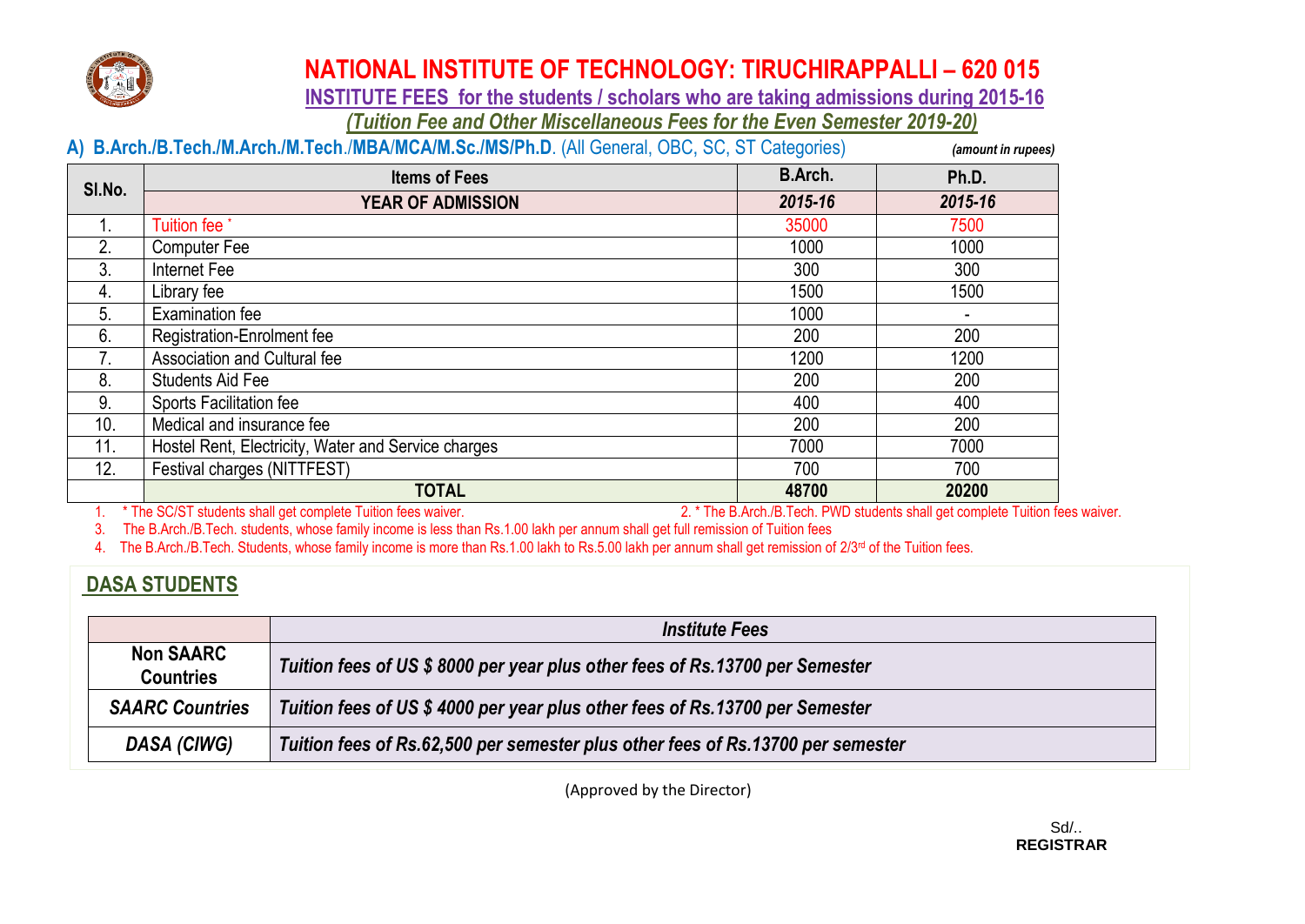# NATIONAL INSTITUTE OF TECHNOLOGY: TIRUCHIRAPPALLI – 620 015

## INSTITUTE FEES for the students / scholars who are taking admissions during 2015-16

*(Tuition Fee and Other Miscellaneous Fees for the Even Semester 2019-20)*

### A) B.Arch./B.Tech./M.Arch./M.Tech./MBA/MCA/M.Sc./MS/Ph.D. (All General, OBC, SC, ST Categories)

*(amount in rupees)*

| Sl.No. | Items of Fees | B.Arch. | Ph.D. |
|---|---|---|---|
| | **YEAR OF ADMISSION** | ***2015-16*** | ***2015-16*** |
| 1. | Tuition fee * | 35000 | 7500 |
| 2. | Computer Fee | 1000 | 1000 |
| 3. | Internet Fee | 300 | 300 |
| 4. | Library fee | 1500 | 1500 |
| 5. | Examination fee | 1000 | - |
| 6. | Registration-Enrolment fee | 200 | 200 |
| 7. | Association and Cultural fee | 1200 | 1200 |
| 8. | Students Aid Fee | 200 | 200 |
| 9. | Sports Facilitation fee | 400 | 400 |
| 10. | Medical and insurance fee | 200 | 200 |
| 11. | Hostel Rent, Electricity, Water and Service charges | 7000 | 7000 |
| 12. | Festival charges (NITTFEST) | 700 | 700 |
| | **TOTAL** | **48700** | **20200** |

1. * The SC/ST students shall get complete Tuition fees waiver.
2. * The B.Arch./B.Tech. PWD students shall get complete Tuition fees waiver.
3. The B.Arch./B.Tech. students, whose family income is less than Rs.1.00 lakh per annum shall get full remission of Tuition fees
4. The B.Arch./B.Tech. Students, whose family income is more than Rs.1.00 lakh to Rs.5.00 lakh per annum shall get remission of 2/3rd of the Tuition fees.

## DASA STUDENTS

| | *Institute Fees* |
|---|---|
| **Non SAARC Countries** | ***Tuition fees of US $ 8000 per year plus other fees of Rs.13700 per Semester*** |
| ***SAARC Countries*** | ***Tuition fees of US $ 4000 per year plus other fees of Rs.13700 per Semester*** |
| ***DASA (CIWG)*** | ***Tuition fees of Rs.62,500 per semester plus other fees of Rs.13700 per semester*** |

(Approved by the Director)

Sd/..
**REGISTRAR**